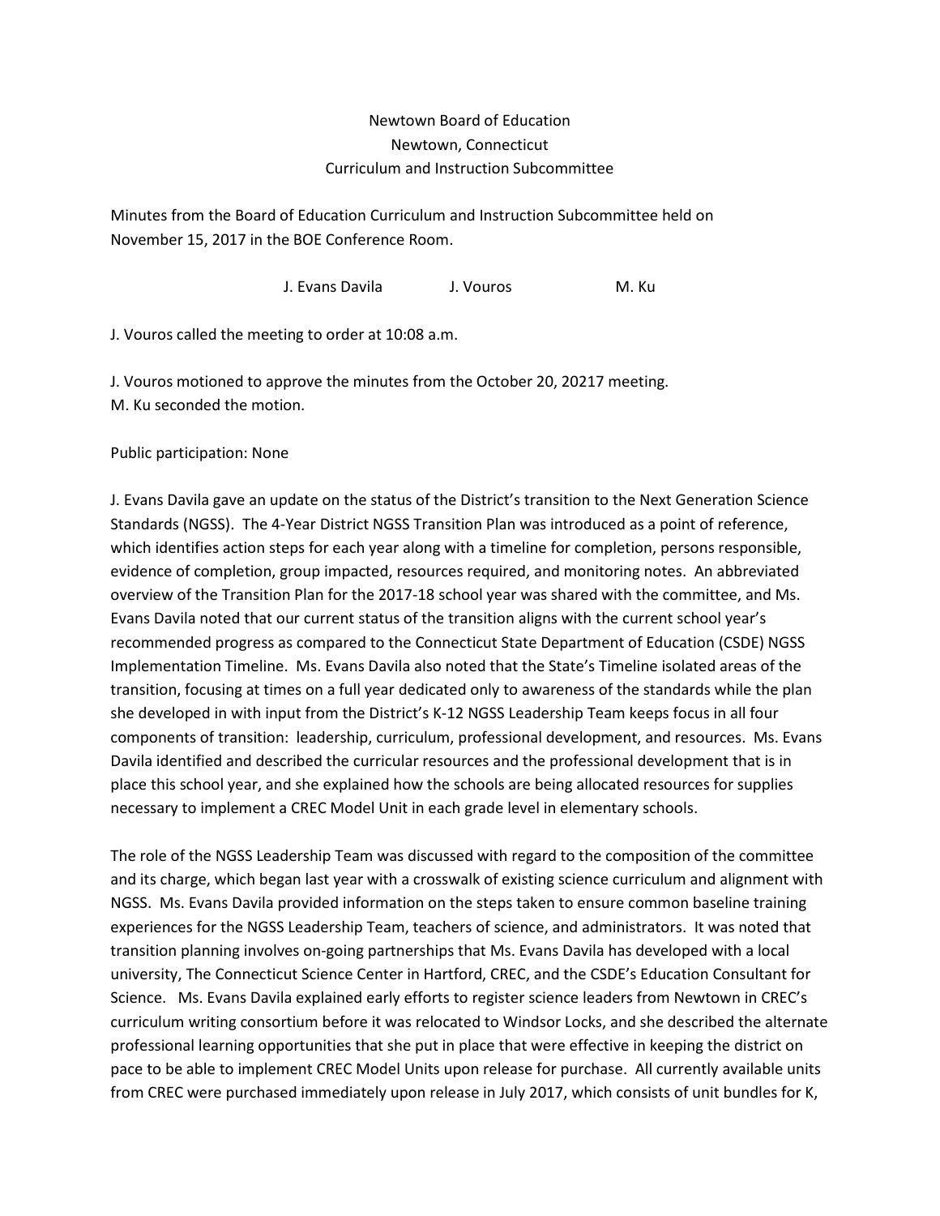Newtown Board of Education
Newtown, Connecticut
Curriculum and Instruction Subcommittee

Minutes from the Board of Education Curriculum and Instruction Subcommittee held on November 15, 2017 in the BOE Conference Room.

J. Evans Davila J. Vouros M. Ku

J. Vouros called the meeting to order at 10:08 a.m.

J. Vouros motioned to approve the minutes from the October 20, 20217 meeting.
M. Ku seconded the motion.

Public participation: None

J. Evans Davila gave an update on the status of the District's transition to the Next Generation Science Standards (NGSS). The 4-Year District NGSS Transition Plan was introduced as a point of reference, which identifies action steps for each year along with a timeline for completion, persons responsible, evidence of completion, group impacted, resources required, and monitoring notes. An abbreviated overview of the Transition Plan for the 2017-18 school year was shared with the committee, and Ms. Evans Davila noted that our current status of the transition aligns with the current school year's recommended progress as compared to the Connecticut State Department of Education (CSDE) NGSS Implementation Timeline. Ms. Evans Davila also noted that the State's Timeline isolated areas of the transition, focusing at times on a full year dedicated only to awareness of the standards while the plan she developed in with input from the District's K-12 NGSS Leadership Team keeps focus in all four components of transition: leadership, curriculum, professional development, and resources. Ms. Evans Davila identified and described the curricular resources and the professional development that is in place this school year, and she explained how the schools are being allocated resources for supplies necessary to implement a CREC Model Unit in each grade level in elementary schools.

The role of the NGSS Leadership Team was discussed with regard to the composition of the committee and its charge, which began last year with a crosswalk of existing science curriculum and alignment with NGSS. Ms. Evans Davila provided information on the steps taken to ensure common baseline training experiences for the NGSS Leadership Team, teachers of science, and administrators. It was noted that transition planning involves on-going partnerships that Ms. Evans Davila has developed with a local university, The Connecticut Science Center in Hartford, CREC, and the CSDE's Education Consultant for Science. Ms. Evans Davila explained early efforts to register science leaders from Newtown in CREC's curriculum writing consortium before it was relocated to Windsor Locks, and she described the alternate professional learning opportunities that she put in place that were effective in keeping the district on pace to be able to implement CREC Model Units upon release for purchase. All currently available units from CREC were purchased immediately upon release in July 2017, which consists of unit bundles for K,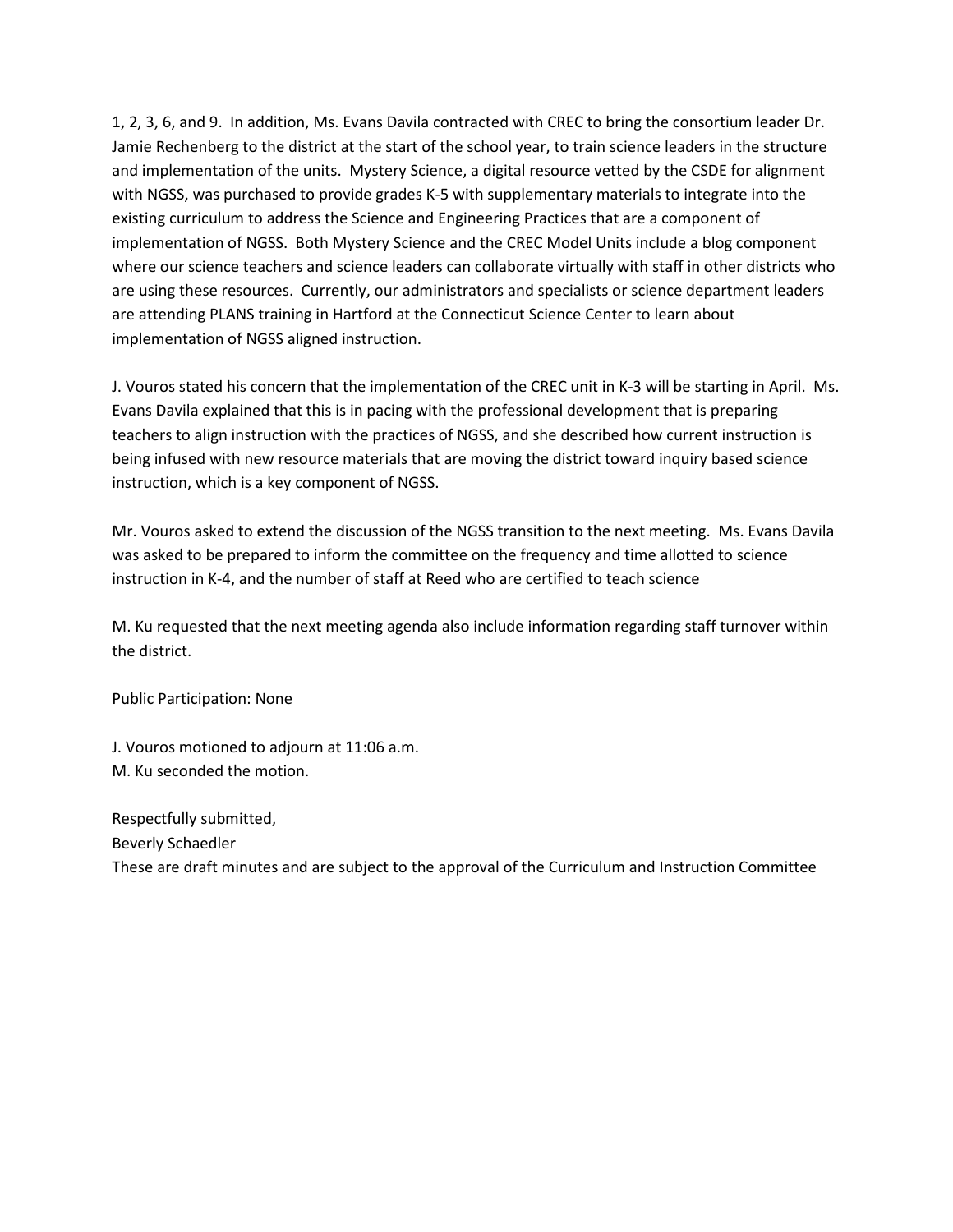1, 2, 3, 6, and 9. In addition, Ms. Evans Davila contracted with CREC to bring the consortium leader Dr. Jamie Rechenberg to the district at the start of the school year, to train science leaders in the structure and implementation of the units. Mystery Science, a digital resource vetted by the CSDE for alignment with NGSS, was purchased to provide grades K-5 with supplementary materials to integrate into the existing curriculum to address the Science and Engineering Practices that are a component of implementation of NGSS. Both Mystery Science and the CREC Model Units include a blog component where our science teachers and science leaders can collaborate virtually with staff in other districts who are using these resources. Currently, our administrators and specialists or science department leaders are attending PLANS training in Hartford at the Connecticut Science Center to learn about implementation of NGSS aligned instruction.

J. Vouros stated his concern that the implementation of the CREC unit in K-3 will be starting in April. Ms. Evans Davila explained that this is in pacing with the professional development that is preparing teachers to align instruction with the practices of NGSS, and she described how current instruction is being infused with new resource materials that are moving the district toward inquiry based science instruction, which is a key component of NGSS.

Mr. Vouros asked to extend the discussion of the NGSS transition to the next meeting. Ms. Evans Davila was asked to be prepared to inform the committee on the frequency and time allotted to science instruction in K-4, and the number of staff at Reed who are certified to teach science

M. Ku requested that the next meeting agenda also include information regarding staff turnover within the district.

Public Participation: None

J. Vouros motioned to adjourn at 11:06 a.m.
M. Ku seconded the motion.

Respectfully submitted,
Beverly Schaedler
These are draft minutes and are subject to the approval of the Curriculum and Instruction Committee